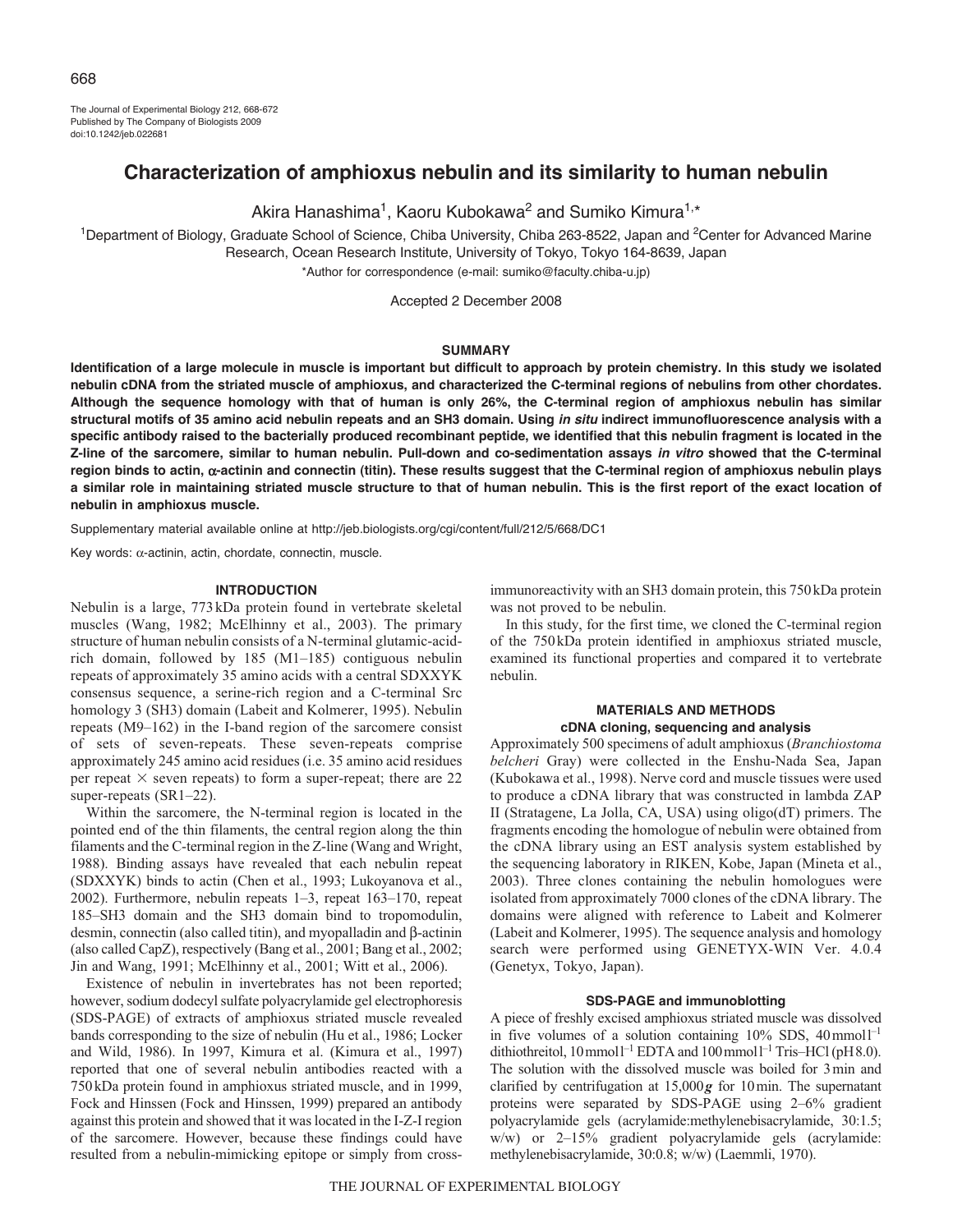# Characterization of amphioxus nebulin and its similarity to human nebulin

Akira Hanashima[1], Kaoru Kubokawa[2] and Sumiko Kimura[1,*]

[1]Department of Biology, Graduate School of Science, Chiba University, Chiba 263-8522, Japan and [2]Center for Advanced Marine Research, Ocean Research Institute, University of Tokyo, Tokyo 164-8639, Japan

*Author for correspondence (e-mail: sumiko@faculty.chiba-u.jp)

Accepted 2 December 2008

## SUMMARY

**Identification of a large molecule in muscle is important but difficult to approach by protein chemistry. In this study we isolated nebulin cDNA from the striated muscle of amphioxus, and characterized the C-terminal regions of nebulins from other chordates. Although the sequence homology with that of human is only 26%, the C-terminal region of amphioxus nebulin has similar structural motifs of 35 amino acid nebulin repeats and an SH3 domain. Using *in situ* indirect immunofluorescence analysis with a specific antibody raised to the bacterially produced recombinant peptide, we identified that this nebulin fragment is located in the Z-line of the sarcomere, similar to human nebulin. Pull-down and co-sedimentation assays *in vitro* showed that the C-terminal region binds to actin, α-actinin and connectin (titin). These results suggest that the C-terminal region of amphioxus nebulin plays a similar role in maintaining striated muscle structure to that of human nebulin. This is the first report of the exact location of nebulin in amphioxus muscle.**

Supplementary material available online at http://jeb.biologists.org/cgi/content/full/212/5/668/DC1

Key words: α-actinin, actin, chordate, connectin, muscle.

## INTRODUCTION

Nebulin is a large, 773 kDa protein found in vertebrate skeletal muscles (Wang, 1982; McElhinny et al., 2003). The primary structure of human nebulin consists of a N-terminal glutamic-acid-rich domain, followed by 185 (M1–185) contiguous nebulin repeats of approximately 35 amino acids with a central SDXXYK consensus sequence, a serine-rich region and a C-terminal Src homology 3 (SH3) domain (Labeit and Kolmerer, 1995). Nebulin repeats (M9–162) in the I-band region of the sarcomere consist of sets of seven-repeats. These seven-repeats comprise approximately 245 amino acid residues (i.e. 35 amino acid residues per repeat × seven repeats) to form a super-repeat; there are 22 super-repeats (SR1–22).

Within the sarcomere, the N-terminal region is located in the pointed end of the thin filaments, the central region along the thin filaments and the C-terminal region in the Z-line (Wang and Wright, 1988). Binding assays have revealed that each nebulin repeat (SDXXYK) binds to actin (Chen et al., 1993; Lukoyanova et al., 2002). Furthermore, nebulin repeats 1–3, repeat 163–170, repeat 185–SH3 domain and the SH3 domain bind to tropomodulin, desmin, connectin (also called titin), and myopalladin and β-actinin (also called CapZ), respectively (Bang et al., 2001; Bang et al., 2002; Jin and Wang, 1991; McElhinny et al., 2001; Witt et al., 2006).

Existence of nebulin in invertebrates has not been reported; however, sodium dodecyl sulfate polyacrylamide gel electrophoresis (SDS-PAGE) of extracts of amphioxus striated muscle revealed bands corresponding to the size of nebulin (Hu et al., 1986; Locker and Wild, 1986). In 1997, Kimura et al. (Kimura et al., 1997) reported that one of several nebulin antibodies reacted with a 750 kDa protein found in amphioxus striated muscle, and in 1999, Fock and Hinssen (Fock and Hinssen, 1999) prepared an antibody against this protein and showed that it was located in the I-Z-I region of the sarcomere. However, because these findings could have resulted from a nebulin-mimicking epitope or simply from cross-immunoreactivity with an SH3 domain protein, this 750 kDa protein was not proved to be nebulin.

In this study, for the first time, we cloned the C-terminal region of the 750 kDa protein identified in amphioxus striated muscle, examined its functional properties and compared it to vertebrate nebulin.

## MATERIALS AND METHODS

### cDNA cloning, sequencing and analysis

Approximately 500 specimens of adult amphioxus (*Branchiostoma belcheri* Gray) were collected in the Enshu-Nada Sea, Japan (Kubokawa et al., 1998). Nerve cord and muscle tissues were used to produce a cDNA library that was constructed in lambda ZAP II (Stratagene, La Jolla, CA, USA) using oligo(dT) primers. The fragments encoding the homologue of nebulin were obtained from the cDNA library using an EST analysis system established by the sequencing laboratory in RIKEN, Kobe, Japan (Mineta et al., 2003). Three clones containing the nebulin homologues were isolated from approximately 7000 clones of the cDNA library. The domains were aligned with reference to Labeit and Kolmerer (Labeit and Kolmerer, 1995). The sequence analysis and homology search were performed using GENETYX-WIN Ver. 4.0.4 (Genetyx, Tokyo, Japan).

### SDS-PAGE and immunoblotting

A piece of freshly excised amphioxus striated muscle was dissolved in five volumes of a solution containing 10% SDS, 40 mmol l$^{-1}$ dithiothreitol, 10 mmol l$^{-1}$ EDTA and 100 mmol l$^{-1}$ Tris–HCl (pH 8.0). The solution with the dissolved muscle was boiled for 3 min and clarified by centrifugation at 15,000 ***g*** for 10 min. The supernatant proteins were separated by SDS-PAGE using 2–6% gradient polyacrylamide gels (acrylamide:methylenebisacrylamide, 30:1.5; w/w) or 2–15% gradient polyacrylamide gels (acrylamide: methylenebisacrylamide, 30:0.8; w/w) (Laemmli, 1970).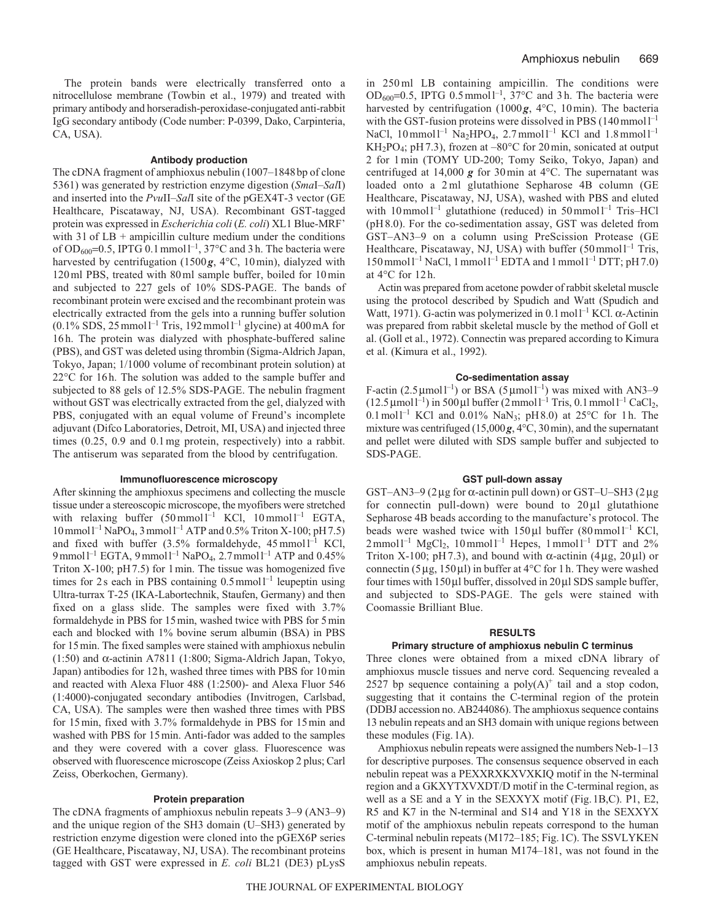The protein bands were electrically transferred onto a nitrocellulose membrane (Towbin et al., 1979) and treated with primary antibody and horseradish-peroxidase-conjugated anti-rabbit IgG secondary antibody (Code number: P-0399, Dako, Carpinteria, CA, USA).

### Antibody production

The cDNA fragment of amphioxus nebulin (1007–1848 bp of clone 5361) was generated by restriction enzyme digestion (*Sma*I–*Sal*I) and inserted into the *Pvu*II–*Sal*I site of the pGEX4T-3 vector (GE Healthcare, Piscataway, NJ, USA). Recombinant GST-tagged protein was expressed in *Escherichia coli* (*E. coli*) XL1 Blue-MRF' with 3 l of LB + ampicillin culture medium under the conditions of $OD_{600}$=0.5, IPTG 0.1 mmol l$^{-1}$, 37°C and 3 h. The bacteria were harvested by centrifugation (1500 ***g***, 4°C, 10 min), dialyzed with 120 ml PBS, treated with 80 ml sample buffer, boiled for 10 min and subjected to 227 gels of 10% SDS-PAGE. The bands of recombinant protein were excised and the recombinant protein was electrically extracted from the gels into a running buffer solution (0.1% SDS, 25 mmol l$^{-1}$ Tris, 192 mmol l$^{-1}$ glycine) at 400 mA for 16 h. The protein was dialyzed with phosphate-buffered saline (PBS), and GST was deleted using thrombin (Sigma-Aldrich Japan, Tokyo, Japan; 1/1000 volume of recombinant protein solution) at 22°C for 16 h. The solution was added to the sample buffer and subjected to 88 gels of 12.5% SDS-PAGE. The nebulin fragment without GST was electrically extracted from the gel, dialyzed with PBS, conjugated with an equal volume of Freund's incomplete adjuvant (Difco Laboratories, Detroit, MI, USA) and injected three times (0.25, 0.9 and 0.1 mg protein, respectively) into a rabbit. The antiserum was separated from the blood by centrifugation.

### Immunofluorescence microscopy

After skinning the amphioxus specimens and collecting the muscle tissue under a stereoscopic microscope, the myofibers were stretched with relaxing buffer (50 mmol l$^{-1}$ KCl, 10 mmol l$^{-1}$ EGTA, 10 mmol l$^{-1}$ $NaPO_4$, 3 mmol l$^{-1}$ ATP and 0.5% Triton X-100; pH 7.5) and fixed with buffer (3.5% formaldehyde, 45 mmol l$^{-1}$ KCl, 9 mmol l$^{-1}$ EGTA, 9 mmol l$^{-1}$ $NaPO_4$, 2.7 mmol l$^{-1}$ ATP and 0.45% Triton X-100; pH 7.5) for 1 min. The tissue was homogenized five times for 2 s each in PBS containing 0.5 mmol l$^{-1}$ leupeptin using Ultra-turrax T-25 (IKA-Labortechnik, Staufen, Germany) and then fixed on a glass slide. The samples were fixed with 3.7% formaldehyde in PBS for 15 min, washed twice with PBS for 5 min each and blocked with 1% bovine serum albumin (BSA) in PBS for 15 min. The fixed samples were stained with amphioxus nebulin (1:50) and α-actinin A7811 (1:800; Sigma-Aldrich Japan, Tokyo, Japan) antibodies for 12 h, washed three times with PBS for 10 min and reacted with Alexa Fluor 488 (1:2500)- and Alexa Fluor 546 (1:4000)-conjugated secondary antibodies (Invitrogen, Carlsbad, CA, USA). The samples were then washed three times with PBS for 15 min, fixed with 3.7% formaldehyde in PBS for 15 min and washed with PBS for 15 min. Anti-fador was added to the samples and they were covered with a cover glass. Fluorescence was observed with fluorescence microscope (Zeiss Axioskop 2 plus; Carl Zeiss, Oberkochen, Germany).

### Protein preparation

The cDNA fragments of amphioxus nebulin repeats 3–9 (AN3–9) and the unique region of the SH3 domain (U–SH3) generated by restriction enzyme digestion were cloned into the pGEX6P series (GE Healthcare, Piscataway, NJ, USA). The recombinant proteins tagged with GST were expressed in *E. coli* BL21 (DE3) pLysS in 250 ml LB containing ampicillin. The conditions were $OD_{600}$=0.5, IPTG 0.5 mmol l$^{-1}$, 37°C and 3 h. The bacteria were harvested by centrifugation (1000 ***g***, 4°C, 10 min). The bacteria with the GST-fusion proteins were dissolved in PBS (140 mmol l$^{-1}$ NaCl, 10 mmol l$^{-1}$ $Na_2HPO_4$, 2.7 mmol l$^{-1}$ KCl and 1.8 mmol l$^{-1}$ $KH_2PO_4$; pH 7.3), frozen at –80°C for 20 min, sonicated at output 2 for 1 min (TOMY UD-200; Tomy Seiko, Tokyo, Japan) and centrifuged at 14,000 ***g*** for 30 min at 4°C. The supernatant was loaded onto a 2 ml glutathione Sepharose 4B column (GE Healthcare, Piscataway, NJ, USA), washed with PBS and eluted with 10 mmol l$^{-1}$ glutathione (reduced) in 50 mmol l$^{-1}$ Tris–HCl (pH 8.0). For the co-sedimentation assay, GST was deleted from GST–AN3–9 on a column using PreScission Protease (GE Healthcare, Piscataway, NJ, USA) with buffer (50 mmol l$^{-1}$ Tris, 150 mmol l$^{-1}$ NaCl, 1 mmol l$^{-1}$ EDTA and 1 mmol l$^{-1}$ DTT; pH 7.0) at 4°C for 12 h.

Actin was prepared from acetone powder of rabbit skeletal muscle using the protocol described by Spudich and Watt (Spudich and Watt, 1971). G-actin was polymerized in 0.1 mol l$^{-1}$ KCl. α-Actinin was prepared from rabbit skeletal muscle by the method of Goll et al. (Goll et al., 1972). Connectin was prepared according to Kimura et al. (Kimura et al., 1992).

### Co-sedimentation assay

F-actin (2.5 μmol l$^{-1}$) or BSA (5 μmol l$^{-1}$) was mixed with AN3–9 (12.5 μmol l$^{-1}$) in 500 μl buffer (2 mmol l$^{-1}$ Tris, 0.1 mmol l$^{-1}$ $CaCl_2$, 0.1 mol l$^{-1}$ KCl and 0.01% $NaN_3$; pH 8.0) at 25°C for 1 h. The mixture was centrifuged (15,000 ***g***, 4°C, 30 min), and the supernatant and pellet were diluted with SDS sample buffer and subjected to SDS-PAGE.

### GST pull-down assay

GST–AN3–9 (2 μg for α-actinin pull down) or GST–U–SH3 (2 μg for connectin pull-down) were bound to 20 μl glutathione Sepharose 4B beads according to the manufacture's protocol. The beads were washed twice with 150 μl buffer (80 mmol l$^{-1}$ KCl, 2 mmol l$^{-1}$ $MgCl_2$, 10 mmol l$^{-1}$ Hepes, 1 mmol l$^{-1}$ DTT and 2% Triton X-100; pH 7.3), and bound with α-actinin (4 μg, 20 μl) or connectin (5 μg, 150 μl) in buffer at 4°C for 1 h. They were washed four times with 150 μl buffer, dissolved in 20 μl SDS sample buffer, and subjected to SDS-PAGE. The gels were stained with Coomassie Brilliant Blue.

## RESULTS

### Primary structure of amphioxus nebulin C terminus

Three clones were obtained from a mixed cDNA library of amphioxus muscle tissues and nerve cord. Sequencing revealed a 2527 bp sequence containing a poly(A)$^+$ tail and a stop codon, suggesting that it contains the C-terminal region of the protein (DDBJ accession no. AB244086). The amphioxus sequence contains 13 nebulin repeats and an SH3 domain with unique regions between these modules (Fig. 1A).

Amphioxus nebulin repeats were assigned the numbers Neb-1–13 for descriptive purposes. The consensus sequence observed in each nebulin repeat was a PEXXRXKXVXKIQ motif in the N-terminal region and a GKXYTXVXDT/D motif in the C-terminal region, as well as a SE and a Y in the SEXXYX motif (Fig. 1B,C). P1, E2, R5 and K7 in the N-terminal and S14 and Y18 in the SEXXYX motif of the amphioxus nebulin repeats correspond to the human C-terminal nebulin repeats (M172–185; Fig. 1C). The SSVLYKEN box, which is present in human M174–181, was not found in the amphioxus nebulin repeats.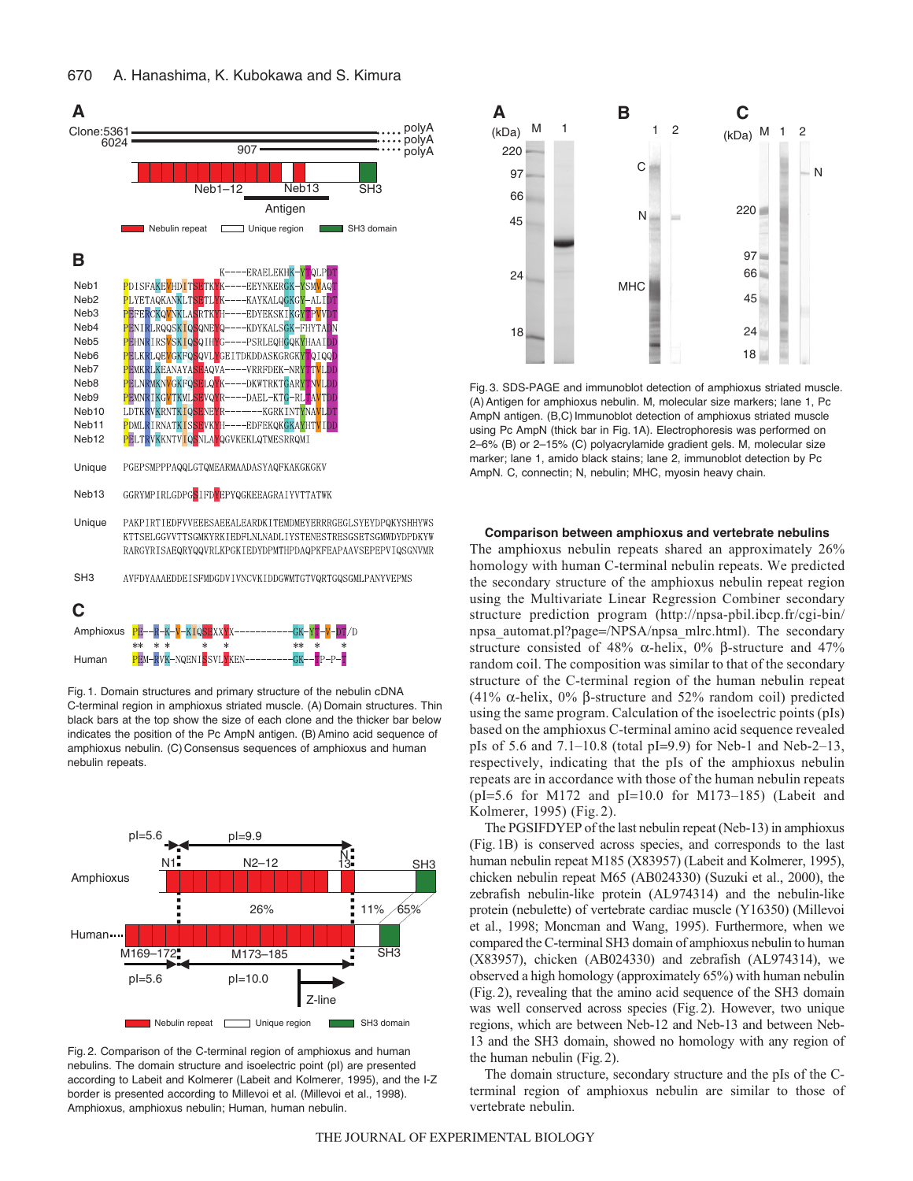Fig. 1. Domain structures and primary structure of the nebulin cDNA C-terminal region in amphioxus striated muscle. (A) Domain structures. Thin black bars at the top show the size of each clone and the thicker bar below indicates the position of the Pc AmpN antigen. (B) Amino acid sequence of amphioxus nebulin. (C) Consensus sequences of amphioxus and human nebulin repeats.

Fig. 2. Comparison of the C-terminal region of amphioxus and human nebulins. The domain structure and isoelectric point (pI) are presented according to Labeit and Kolmerer (Labeit and Kolmerer, 1995), and the I-Z border is presented according to Millevoi et al. (Millevoi et al., 1998). Amphioxus, amphioxus nebulin; Human, human nebulin.

Fig. 3. SDS-PAGE and immunoblot detection of amphioxus striated muscle. (A) Antigen for amphioxus nebulin. M, molecular size markers; lane 1, Pc AmpN antigen. (B,C) Immunoblot detection of amphioxus striated muscle using Pc AmpN (thick bar in Fig. 1A). Electrophoresis was performed on 2–6% (B) or 2–15% (C) polyacrylamide gradient gels. M, molecular size marker; lane 1, amido black stains; lane 2, immunoblot detection by Pc AmpN. C, connectin; N, nebulin; MHC, myosin heavy chain.

### Comparison between amphioxus and vertebrate nebulins

The amphioxus nebulin repeats shared an approximately 26% homology with human C-terminal nebulin repeats. We predicted the secondary structure of the amphioxus nebulin repeat region using the Multivariate Linear Regression Combiner secondary structure prediction program (http://npsa-pbil.ibcp.fr/cgi-bin/npsa_automat.pl?page=/NPSA/npsa_mlrc.html). The secondary structure consisted of 48% α-helix, 0% β-structure and 47% random coil. The composition was similar to that of the secondary structure of the C-terminal region of the human nebulin repeat (41% α-helix, 0% β-structure and 52% random coil) predicted using the same program. Calculation of the isoelectric points (pIs) based on the amphioxus C-terminal amino acid sequence revealed pIs of 5.6 and 7.1–10.8 (total pI=9.9) for Neb-1 and Neb-2–13, respectively, indicating that the pIs of the amphioxus nebulin repeats are in accordance with those of the human nebulin repeats (pI=5.6 for M172 and pI=10.0 for M173–185) (Labeit and Kolmerer, 1995) (Fig. 2).

The PGSIFDYEP of the last nebulin repeat (Neb-13) in amphioxus (Fig. 1B) is conserved across species, and corresponds to the last human nebulin repeat M185 (X83957) (Labeit and Kolmerer, 1995), chicken nebulin repeat M65 (AB024330) (Suzuki et al., 2000), the zebrafish nebulin-like protein (AL974314) and the nebulin-like protein (nebulette) of vertebrate cardiac muscle (Y16350) (Millevoi et al., 1998; Moncman and Wang, 1995). Furthermore, when we compared the C-terminal SH3 domain of amphioxus nebulin to human (X83957), chicken (AB024330) and zebrafish (AL974314), we observed a high homology (approximately 65%) with human nebulin (Fig. 2), revealing that the amino acid sequence of the SH3 domain was well conserved across species (Fig. 2). However, two unique regions, which are between Neb-12 and Neb-13 and between Neb-13 and the SH3 domain, showed no homology with any region of the human nebulin (Fig. 2).

The domain structure, secondary structure and the pIs of the C-terminal region of amphioxus nebulin are similar to those of vertebrate nebulin.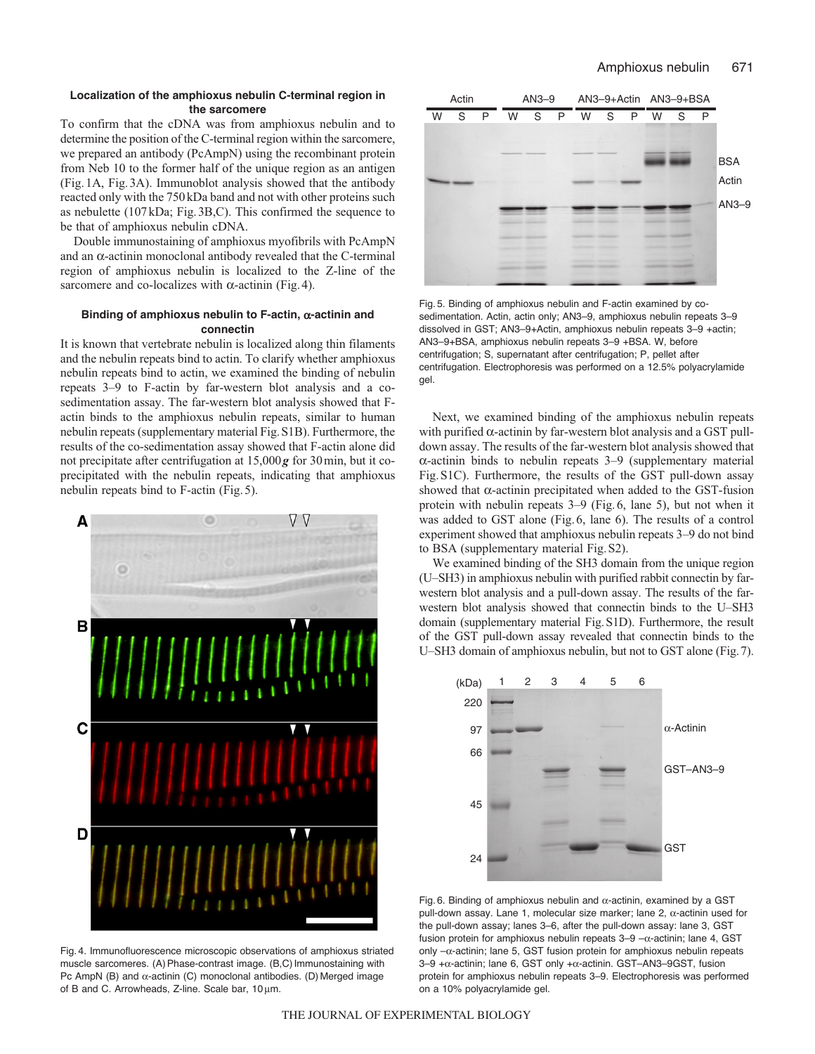### Localization of the amphioxus nebulin C-terminal region in the sarcomere

To confirm that the cDNA was from amphioxus nebulin and to determine the position of the C-terminal region within the sarcomere, we prepared an antibody (PcAmpN) using the recombinant protein from Neb 10 to the former half of the unique region as an antigen (Fig. 1A, Fig. 3A). Immunoblot analysis showed that the antibody reacted only with the 750 kDa band and not with other proteins such as nebulette (107 kDa; Fig. 3B,C). This confirmed the sequence to be that of amphioxus nebulin cDNA.

Double immunostaining of amphioxus myofibrils with PcAmpN and an α-actinin monoclonal antibody revealed that the C-terminal region of amphioxus nebulin is localized to the Z-line of the sarcomere and co-localizes with α-actinin (Fig. 4).

### Binding of amphioxus nebulin to F-actin, α-actinin and connectin

It is known that vertebrate nebulin is localized along thin filaments and the nebulin repeats bind to actin. To clarify whether amphioxus nebulin repeats bind to actin, we examined the binding of nebulin repeats 3–9 to F-actin by far-western blot analysis and a co-sedimentation assay. The far-western blot analysis showed that F-actin binds to the amphioxus nebulin repeats, similar to human nebulin repeats (supplementary material Fig. S1B). Furthermore, the results of the co-sedimentation assay showed that F-actin alone did not precipitate after centrifugation at 15,000 ***g*** for 30 min, but it co-precipitated with the nebulin repeats, indicating that amphioxus nebulin repeats bind to F-actin (Fig. 5).

Fig. 4. Immunofluorescence microscopic observations of amphioxus striated muscle sarcomeres. (A) Phase-contrast image. (B,C) Immunostaining with Pc AmpN (B) and α-actinin (C) monoclonal antibodies. (D) Merged image of B and C. Arrowheads, Z-line. Scale bar, 10 μm.

Fig. 5. Binding of amphioxus nebulin and F-actin examined by co-sedimentation. Actin, actin only; AN3–9, amphioxus nebulin repeats 3–9 dissolved in GST; AN3–9+Actin, amphioxus nebulin repeats 3–9 +actin; AN3–9+BSA, amphioxus nebulin repeats 3–9 +BSA. W, before centrifugation; S, supernatant after centrifugation; P, pellet after centrifugation. Electrophoresis was performed on a 12.5% polyacrylamide gel.

Next, we examined binding of the amphioxus nebulin repeats with purified α-actinin by far-western blot analysis and a GST pull-down assay. The results of the far-western blot analysis showed that α-actinin binds to nebulin repeats 3–9 (supplementary material Fig. S1C). Furthermore, the results of the GST pull-down assay showed that α-actinin precipitated when added to the GST-fusion protein with nebulin repeats 3–9 (Fig. 6, lane 5), but not when it was added to GST alone (Fig. 6, lane 6). The results of a control experiment showed that amphioxus nebulin repeats 3–9 do not bind to BSA (supplementary material Fig. S2).

We examined binding of the SH3 domain from the unique region (U–SH3) in amphioxus nebulin with purified rabbit connectin by far-western blot analysis and a pull-down assay. The results of the far-western blot analysis showed that connectin binds to the U–SH3 domain (supplementary material Fig. S1D). Furthermore, the result of the GST pull-down assay revealed that connectin binds to the U–SH3 domain of amphioxus nebulin, but not to GST alone (Fig. 7).

Fig. 6. Binding of amphioxus nebulin and α-actinin, examined by a GST pull-down assay. Lane 1, molecular size marker; lane 2, α-actinin used for the pull-down assay; lanes 3–6, after the pull-down assay: lane 3, GST fusion protein for amphioxus nebulin repeats 3–9 –α-actinin; lane 4, GST only –α-actinin; lane 5, GST fusion protein for amphioxus nebulin repeats 3–9 +α-actinin; lane 6, GST only +α-actinin. GST–AN3–9GST, fusion protein for amphioxus nebulin repeats 3–9. Electrophoresis was performed on a 10% polyacrylamide gel.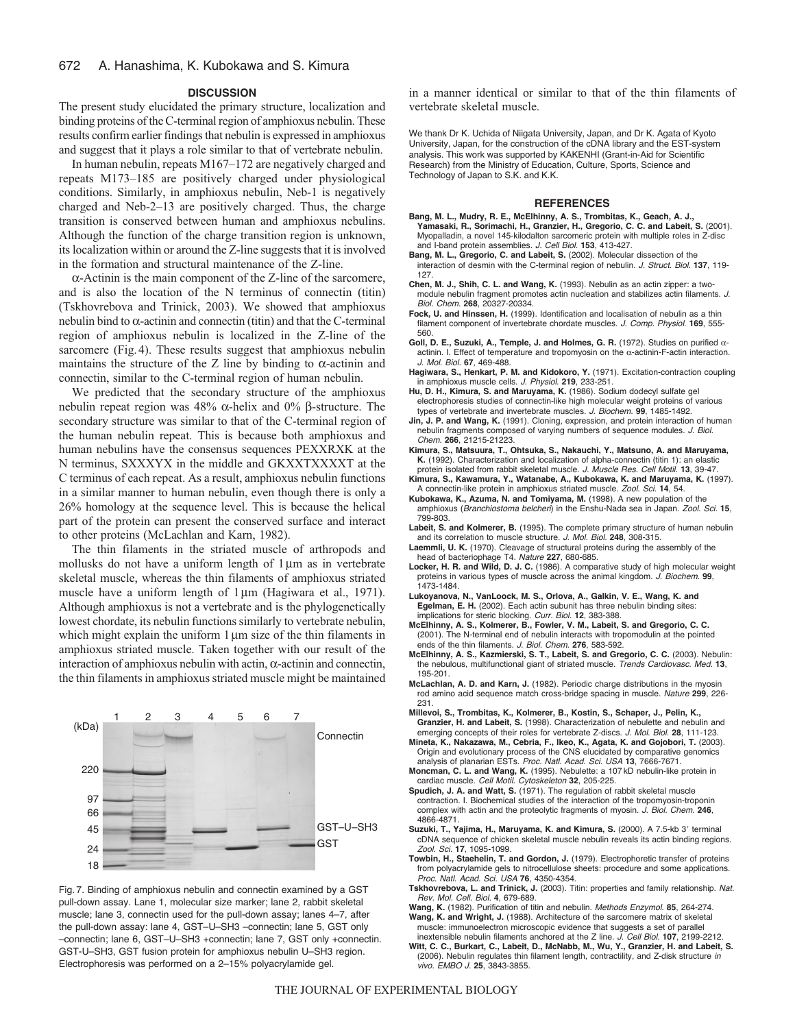## DISCUSSION

The present study elucidated the primary structure, localization and binding proteins of the C-terminal region of amphioxus nebulin. These results confirm earlier findings that nebulin is expressed in amphioxus and suggest that it plays a role similar to that of vertebrate nebulin.

In human nebulin, repeats M167–172 are negatively charged and repeats M173–185 are positively charged under physiological conditions. Similarly, in amphioxus nebulin, Neb-1 is negatively charged and Neb-2–13 are positively charged. Thus, the charge transition is conserved between human and amphioxus nebulins. Although the function of the charge transition region is unknown, its localization within or around the Z-line suggests that it is involved in the formation and structural maintenance of the Z-line.

α-Actinin is the main component of the Z-line of the sarcomere, and is also the location of the N terminus of connectin (titin) (Tskhovrebova and Trinick, 2003). We showed that amphioxus nebulin bind to α-actinin and connectin (titin) and that the C-terminal region of amphioxus nebulin is localized in the Z-line of the sarcomere (Fig. 4). These results suggest that amphioxus nebulin maintains the structure of the Z line by binding to α-actinin and connectin, similar to the C-terminal region of human nebulin.

We predicted that the secondary structure of the amphioxus nebulin repeat region was 48% α-helix and 0% β-structure. The secondary structure was similar to that of the C-terminal region of the human nebulin repeat. This is because both amphioxus and human nebulins have the consensus sequences PEXXRXK at the N terminus, SXXXYX in the middle and GKXXTXXXXT at the C terminus of each repeat. As a result, amphioxus nebulin functions in a similar manner to human nebulin, even though there is only a 26% homology at the sequence level. This is because the helical part of the protein can present the conserved surface and interact to other proteins (McLachlan and Karn, 1982).

The thin filaments in the striated muscle of arthropods and mollusks do not have a uniform length of 1 μm as in vertebrate skeletal muscle, whereas the thin filaments of amphioxus striated muscle have a uniform length of 1 μm (Hagiwara et al., 1971). Although amphioxus is not a vertebrate and is the phylogenetically lowest chordate, its nebulin functions similarly to vertebrate nebulin, which might explain the uniform 1 μm size of the thin filaments in amphioxus striated muscle. Taken together with our result of the interaction of amphioxus nebulin with actin, α-actinin and connectin, the thin filaments in amphioxus striated muscle might be maintained in a manner identical or similar to that of the thin filaments of vertebrate skeletal muscle.

1 2 3 4 5 6 7
(kDa)
220
97
66
45
24
18
Connectin
GST–U–SH3
GST

Fig. 7. Binding of amphioxus nebulin and connectin examined by a GST pull-down assay. Lane 1, molecular size marker; lane 2, rabbit skeletal muscle; lane 3, connectin used for the pull-down assay; lanes 4–7, after the pull-down assay: lane 4, GST–U–SH3 –connectin; lane 5, GST only –connectin; lane 6, GST–U–SH3 +connectin; lane 7, GST only +connectin. GST-U–SH3, GST fusion protein for amphioxus nebulin U–SH3 region. Electrophoresis was performed on a 2–15% polyacrylamide gel.

We thank Dr K. Uchida of Niigata University, Japan, and Dr K. Agata of Kyoto University, Japan, for the construction of the cDNA library and the EST-system analysis. This work was supported by KAKENHI (Grant-in-Aid for Scientific Research) from the Ministry of Education, Culture, Sports, Science and Technology of Japan to S.K. and K.K.

## REFERENCES

**Bang, M. L., Mudry, R. E., McElhinny, A. S., Trombitas, K., Geach, A. J., Yamasaki, R., Sorimachi, H., Granzier, H., Gregorio, C. C. and Labeit, S.** (2001). Myopalladin, a novel 145-kilodalton sarcomeric protein with multiple roles in Z-disc and I-band protein assemblies. *J. Cell Biol.* **153**, 413-427.

**Bang, M. L., Gregorio, C. and Labeit, S.** (2002). Molecular dissection of the interaction of desmin with the C-terminal region of nebulin. *J. Struct. Biol.* **137**, 119-127.

**Chen, M. J., Shih, C. L. and Wang, K.** (1993). Nebulin as an actin zipper: a two-module nebulin fragment promotes actin nucleation and stabilizes actin filaments. *J. Biol. Chem.* **268**, 20327-20334.

**Fock, U. and Hinssen, H.** (1999). Identification and localisation of nebulin as a thin filament component of invertebrate chordate muscles. *J. Comp. Physiol.* **169**, 555-560.

**Goll, D. E., Suzuki, A., Temple, J. and Holmes, G. R.** (1972). Studies on purified α-actinin. I. Effect of temperature and tropomyosin on the α-actinin-F-actin interaction. *J. Mol. Biol.* **67**, 469-488.

**Hagiwara, S., Henkart, P. M. and Kidokoro, Y.** (1971). Excitation-contraction coupling in amphioxus muscle cells. *J. Physiol.* **219**, 233-251.

**Hu, D. H., Kimura, S. and Maruyama, K.** (1986). Sodium dodecyl sulfate gel electrophoresis studies of connectin-like high molecular weight proteins of various types of vertebrate and invertebrate muscles. *J. Biochem.* **99**, 1485-1492.

**Jin, J. P. and Wang, K.** (1991). Cloning, expression, and protein interaction of human nebulin fragments composed of varying numbers of sequence modules. *J. Biol. Chem.* **266**, 21215-21223.

**Kimura, S., Matsuura, T., Ohtsuka, S., Nakauchi, Y., Matsuno, A. and Maruyama, K.** (1992). Characterization and localization of alpha-connectin (titin 1): an elastic protein isolated from rabbit skeletal muscle. *J. Muscle Res. Cell Motil.* **13**, 39-47.

**Kimura, S., Kawamura, Y., Watanabe, A., Kubokawa, K. and Maruyama, K.** (1997). A connectin-like protein in amphioxus striated muscle. *Zool. Sci.* **14**, 54.

**Kubokawa, K., Azuma, N. and Tomiyama, M.** (1998). A new population of the amphioxus (*Branchiostoma belcheri*) in the Enshu-Nada sea in Japan. *Zool. Sci.* **15**, 799-803.

**Labeit, S. and Kolmerer, B.** (1995). The complete primary structure of human nebulin and its correlation to muscle structure. *J. Mol. Biol.* **248**, 308-315.

**Laemmli, U. K.** (1970). Cleavage of structural proteins during the assembly of the head of bacteriophage T4. *Nature* **227**, 680-685.

**Locker, H. R. and Wild, D. J. C.** (1986). A comparative study of high molecular weight proteins in various types of muscle across the animal kingdom. *J. Biochem.* **99**, 1473-1484.

**Lukoyanova, N., VanLoock, M. S., Orlova, A., Galkin, V. E., Wang, K. and Egelman, E. H.** (2002). Each actin subunit has three nebulin binding sites: implications for steric blocking. *Curr. Biol.* **12**, 383-388.

**McElhinny, A. S., Kolmerer, B., Fowler, V. M., Labeit, S. and Gregorio, C. C.** (2001). The N-terminal end of nebulin interacts with tropomodulin at the pointed ends of the thin filaments. *J. Biol. Chem.* **276**, 583-592.

**McElhinny, A. S., Kazmierski, S. T., Labeit, S. and Gregorio, C. C.** (2003). Nebulin: the nebulous, multifunctional giant of striated muscle. *Trends Cardiovasc. Med.* **13**, 195-201.

**McLachlan, A. D. and Karn, J.** (1982). Periodic charge distributions in the myosin rod amino acid sequence match cross-bridge spacing in muscle. *Nature* **299**, 226-231.

**Millevoi, S., Trombitas, K., Kolmerer, B., Kostin, S., Schaper, J., Pelin, K., Granzier, H. and Labeit, S.** (1998). Characterization of nebulette and nebulin and emerging concepts of their roles for vertebrate Z-discs. *J. Mol. Biol.* **28**, 111-123.

**Mineta, K., Nakazawa, M., Cebria, F., Ikeo, K., Agata, K. and Gojobori, T.** (2003). Origin and evolutionary process of the CNS elucidated by comparative genomics analysis of planarian ESTs. *Proc. Natl. Acad. Sci. USA* **13**, 7666-7671.

**Moncman, C. L. and Wang, K.** (1995). Nebulette: a 107 kD nebulin-like protein in cardiac muscle. *Cell Motil. Cytoskeleton* **32**, 205-225.

**Spudich, J. A. and Watt, S.** (1971). The regulation of rabbit skeletal muscle contraction. I. Biochemical studies of the interaction of the tropomyosin-troponin complex with actin and the proteolytic fragments of myosin. *J. Biol. Chem.* **246**, 4866-4871.

**Suzuki, T., Yajima, H., Maruyama, K. and Kimura, S.** (2000). A 7.5-kb 3′ terminal cDNA sequence of chicken skeletal muscle nebulin reveals its actin binding regions. *Zool. Sci.* **17**, 1095-1099.

**Towbin, H., Staehelin, T. and Gordon, J.** (1979). Electrophoretic transfer of proteins from polyacrylamide gels to nitrocellulose sheets: procedure and some applications. *Proc. Natl. Acad. Sci. USA* **76**, 4350-4354.

**Tskhovrebova, L. and Trinick, J.** (2003). Titin: properties and family relationship. *Nat. Rev. Mol. Cell. Biol.* **4**, 679-689.

**Wang, K.** (1982). Purification of titin and nebulin. *Methods Enzymol.* **85**, 264-274.

**Wang, K. and Wright, J.** (1988). Architecture of the sarcomere matrix of skeletal muscle: immunoelectron microscopic evidence that suggests a set of parallel inextensible nebulin filaments anchored at the Z line. *J. Cell Biol.* **107**, 2199-2212.

**Witt, C. C., Burkart, C., Labeit, D., McNabb, M., Wu, Y., Granzier, H. and Labeit, S.** (2006). Nebulin regulates thin filament length, contractility, and Z-disk structure *in vivo*. *EMBO J.* **25**, 3843-3855.